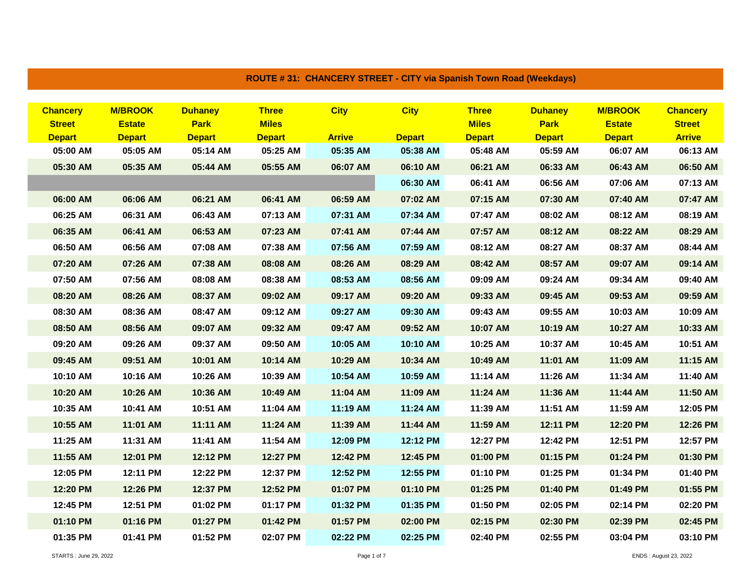## ROUTE # 31: CHANCERY STREET - CITY via Spanish Town Road (Weekdays)

| Chancery Street Depart | M/BROOK Estate Depart | Duhaney Park Depart | Three Miles Depart | City Arrive | City Depart | Three Miles Depart | Duhaney Park Depart | M/BROOK Estate Depart | Chancery Street Arrive |
|---|---|---|---|---|---|---|---|---|---|
| 05:00 AM | 05:05 AM | 05:14 AM | 05:25 AM | 05:35 AM | 05:38 AM | 05:48 AM | 05:59 AM | 06:07 AM | 06:13 AM |
| 05:30 AM | 05:35 AM | 05:44 AM | 05:55 AM | 06:07 AM | 06:10 AM | 06:21 AM | 06:33 AM | 06:43 AM | 06:50 AM |
| | | | | | 06:30 AM | 06:41 AM | 06:56 AM | 07:06 AM | 07:13 AM |
| 06:00 AM | 06:06 AM | 06:21 AM | 06:41 AM | 06:59 AM | 07:02 AM | 07:15 AM | 07:30 AM | 07:40 AM | 07:47 AM |
| 06:25 AM | 06:31 AM | 06:43 AM | 07:13 AM | 07:31 AM | 07:34 AM | 07:47 AM | 08:02 AM | 08:12 AM | 08:19 AM |
| 06:35 AM | 06:41 AM | 06:53 AM | 07:23 AM | 07:41 AM | 07:44 AM | 07:57 AM | 08:12 AM | 08:22 AM | 08:29 AM |
| 06:50 AM | 06:56 AM | 07:08 AM | 07:38 AM | 07:56 AM | 07:59 AM | 08:12 AM | 08:27 AM | 08:37 AM | 08:44 AM |
| 07:20 AM | 07:26 AM | 07:38 AM | 08:08 AM | 08:26 AM | 08:29 AM | 08:42 AM | 08:57 AM | 09:07 AM | 09:14 AM |
| 07:50 AM | 07:56 AM | 08:08 AM | 08:38 AM | 08:53 AM | 08:56 AM | 09:09 AM | 09:24 AM | 09:34 AM | 09:40 AM |
| 08:20 AM | 08:26 AM | 08:37 AM | 09:02 AM | 09:17 AM | 09:20 AM | 09:33 AM | 09:45 AM | 09:53 AM | 09:59 AM |
| 08:30 AM | 08:36 AM | 08:47 AM | 09:12 AM | 09:27 AM | 09:30 AM | 09:43 AM | 09:55 AM | 10:03 AM | 10:09 AM |
| 08:50 AM | 08:56 AM | 09:07 AM | 09:32 AM | 09:47 AM | 09:52 AM | 10:07 AM | 10:19 AM | 10:27 AM | 10:33 AM |
| 09:20 AM | 09:26 AM | 09:37 AM | 09:50 AM | 10:05 AM | 10:10 AM | 10:25 AM | 10:37 AM | 10:45 AM | 10:51 AM |
| 09:45 AM | 09:51 AM | 10:01 AM | 10:14 AM | 10:29 AM | 10:34 AM | 10:49 AM | 11:01 AM | 11:09 AM | 11:15 AM |
| 10:10 AM | 10:16 AM | 10:26 AM | 10:39 AM | 10:54 AM | 10:59 AM | 11:14 AM | 11:26 AM | 11:34 AM | 11:40 AM |
| 10:20 AM | 10:26 AM | 10:36 AM | 10:49 AM | 11:04 AM | 11:09 AM | 11:24 AM | 11:36 AM | 11:44 AM | 11:50 AM |
| 10:35 AM | 10:41 AM | 10:51 AM | 11:04 AM | 11:19 AM | 11:24 AM | 11:39 AM | 11:51 AM | 11:59 AM | 12:05 PM |
| 10:55 AM | 11:01 AM | 11:11 AM | 11:24 AM | 11:39 AM | 11:44 AM | 11:59 AM | 12:11 PM | 12:20 PM | 12:26 PM |
| 11:25 AM | 11:31 AM | 11:41 AM | 11:54 AM | 12:09 PM | 12:12 PM | 12:27 PM | 12:42 PM | 12:51 PM | 12:57 PM |
| 11:55 AM | 12:01 PM | 12:12 PM | 12:27 PM | 12:42 PM | 12:45 PM | 01:00 PM | 01:15 PM | 01:24 PM | 01:30 PM |
| 12:05 PM | 12:11 PM | 12:22 PM | 12:37 PM | 12:52 PM | 12:55 PM | 01:10 PM | 01:25 PM | 01:34 PM | 01:40 PM |
| 12:20 PM | 12:26 PM | 12:37 PM | 12:52 PM | 01:07 PM | 01:10 PM | 01:25 PM | 01:40 PM | 01:49 PM | 01:55 PM |
| 12:45 PM | 12:51 PM | 01:02 PM | 01:17 PM | 01:32 PM | 01:35 PM | 01:50 PM | 02:05 PM | 02:14 PM | 02:20 PM |
| 01:10 PM | 01:16 PM | 01:27 PM | 01:42 PM | 01:57 PM | 02:00 PM | 02:15 PM | 02:30 PM | 02:39 PM | 02:45 PM |
| 01:35 PM | 01:41 PM | 01:52 PM | 02:07 PM | 02:22 PM | 02:25 PM | 02:40 PM | 02:55 PM | 03:04 PM | 03:10 PM |

STARTS : June 29, 2022

ENDS : August 23, 2022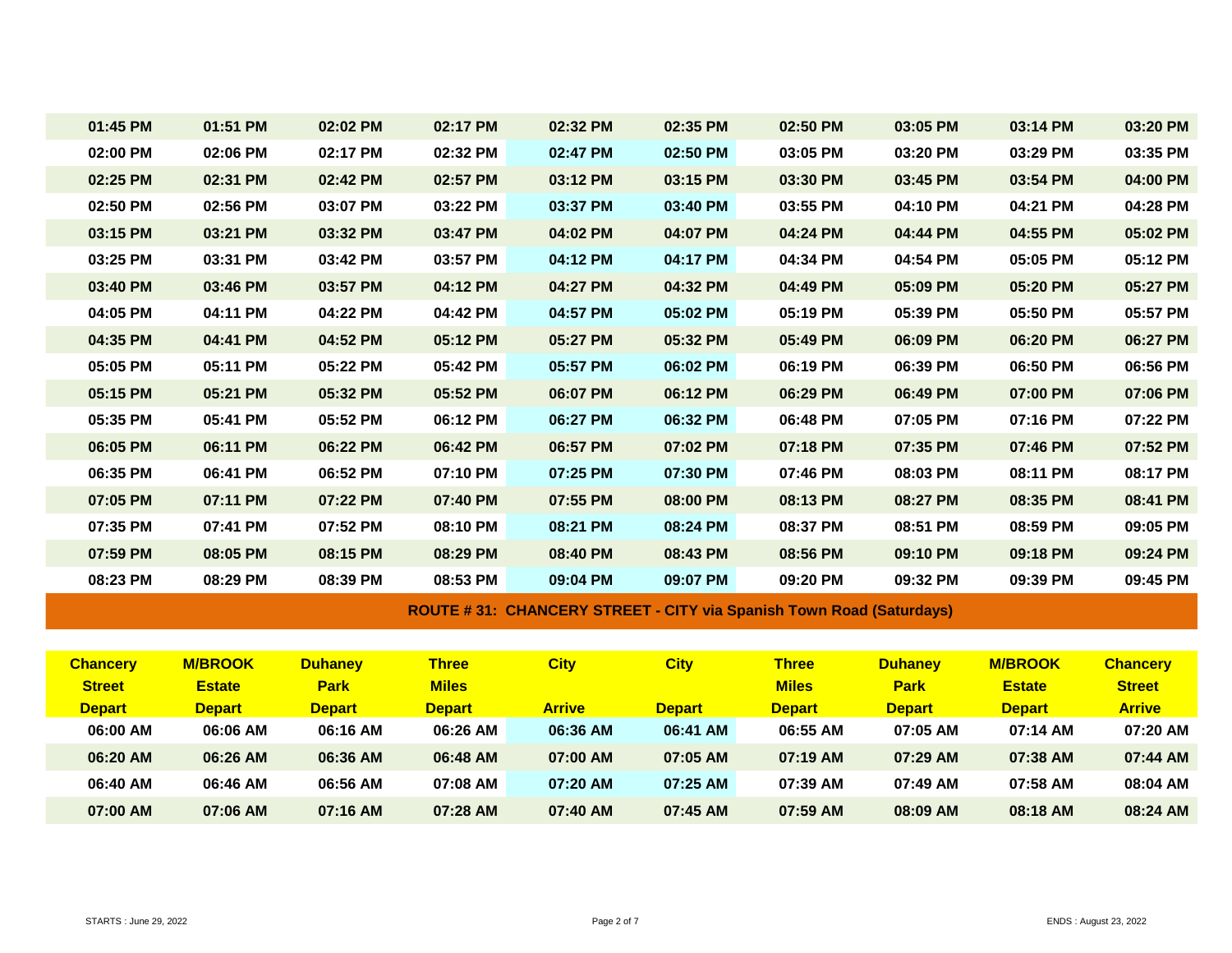| | | | | | | | | | |
|---|---|---|---|---|---|---|---|---|---|
| 01:45 PM | 01:51 PM | 02:02 PM | 02:17 PM | 02:32 PM | 02:35 PM | 02:50 PM | 03:05 PM | 03:14 PM | 03:20 PM |
| 02:00 PM | 02:06 PM | 02:17 PM | 02:32 PM | 02:47 PM | 02:50 PM | 03:05 PM | 03:20 PM | 03:29 PM | 03:35 PM |
| 02:25 PM | 02:31 PM | 02:42 PM | 02:57 PM | 03:12 PM | 03:15 PM | 03:30 PM | 03:45 PM | 03:54 PM | 04:00 PM |
| 02:50 PM | 02:56 PM | 03:07 PM | 03:22 PM | 03:37 PM | 03:40 PM | 03:55 PM | 04:10 PM | 04:21 PM | 04:28 PM |
| 03:15 PM | 03:21 PM | 03:32 PM | 03:47 PM | 04:02 PM | 04:07 PM | 04:24 PM | 04:44 PM | 04:55 PM | 05:02 PM |
| 03:25 PM | 03:31 PM | 03:42 PM | 03:57 PM | 04:12 PM | 04:17 PM | 04:34 PM | 04:54 PM | 05:05 PM | 05:12 PM |
| 03:40 PM | 03:46 PM | 03:57 PM | 04:12 PM | 04:27 PM | 04:32 PM | 04:49 PM | 05:09 PM | 05:20 PM | 05:27 PM |
| 04:05 PM | 04:11 PM | 04:22 PM | 04:42 PM | 04:57 PM | 05:02 PM | 05:19 PM | 05:39 PM | 05:50 PM | 05:57 PM |
| 04:35 PM | 04:41 PM | 04:52 PM | 05:12 PM | 05:27 PM | 05:32 PM | 05:49 PM | 06:09 PM | 06:20 PM | 06:27 PM |
| 05:05 PM | 05:11 PM | 05:22 PM | 05:42 PM | 05:57 PM | 06:02 PM | 06:19 PM | 06:39 PM | 06:50 PM | 06:56 PM |
| 05:15 PM | 05:21 PM | 05:32 PM | 05:52 PM | 06:07 PM | 06:12 PM | 06:29 PM | 06:49 PM | 07:00 PM | 07:06 PM |
| 05:35 PM | 05:41 PM | 05:52 PM | 06:12 PM | 06:27 PM | 06:32 PM | 06:48 PM | 07:05 PM | 07:16 PM | 07:22 PM |
| 06:05 PM | 06:11 PM | 06:22 PM | 06:42 PM | 06:57 PM | 07:02 PM | 07:18 PM | 07:35 PM | 07:46 PM | 07:52 PM |
| 06:35 PM | 06:41 PM | 06:52 PM | 07:10 PM | 07:25 PM | 07:30 PM | 07:46 PM | 08:03 PM | 08:11 PM | 08:17 PM |
| 07:05 PM | 07:11 PM | 07:22 PM | 07:40 PM | 07:55 PM | 08:00 PM | 08:13 PM | 08:27 PM | 08:35 PM | 08:41 PM |
| 07:35 PM | 07:41 PM | 07:52 PM | 08:10 PM | 08:21 PM | 08:24 PM | 08:37 PM | 08:51 PM | 08:59 PM | 09:05 PM |
| 07:59 PM | 08:05 PM | 08:15 PM | 08:29 PM | 08:40 PM | 08:43 PM | 08:56 PM | 09:10 PM | 09:18 PM | 09:24 PM |
| 08:23 PM | 08:29 PM | 08:39 PM | 08:53 PM | 09:04 PM | 09:07 PM | 09:20 PM | 09:32 PM | 09:39 PM | 09:45 PM |

## ROUTE # 31: CHANCERY STREET - CITY via Spanish Town Road (Saturdays)

| Chancery Street Depart | M/BROOK Estate Depart | Duhaney Park Depart | Three Miles Depart | City Arrive | City Depart | Three Miles Depart | Duhaney Park Depart | M/BROOK Estate Depart | Chancery Street Arrive |
|---|---|---|---|---|---|---|---|---|---|
| 06:00 AM | 06:06 AM | 06:16 AM | 06:26 AM | 06:36 AM | 06:41 AM | 06:55 AM | 07:05 AM | 07:14 AM | 07:20 AM |
| 06:20 AM | 06:26 AM | 06:36 AM | 06:48 AM | 07:00 AM | 07:05 AM | 07:19 AM | 07:29 AM | 07:38 AM | 07:44 AM |
| 06:40 AM | 06:46 AM | 06:56 AM | 07:08 AM | 07:20 AM | 07:25 AM | 07:39 AM | 07:49 AM | 07:58 AM | 08:04 AM |
| 07:00 AM | 07:06 AM | 07:16 AM | 07:28 AM | 07:40 AM | 07:45 AM | 07:59 AM | 08:09 AM | 08:18 AM | 08:24 AM |

STARTS : June 29, 2022 | ENDS : August 23, 2022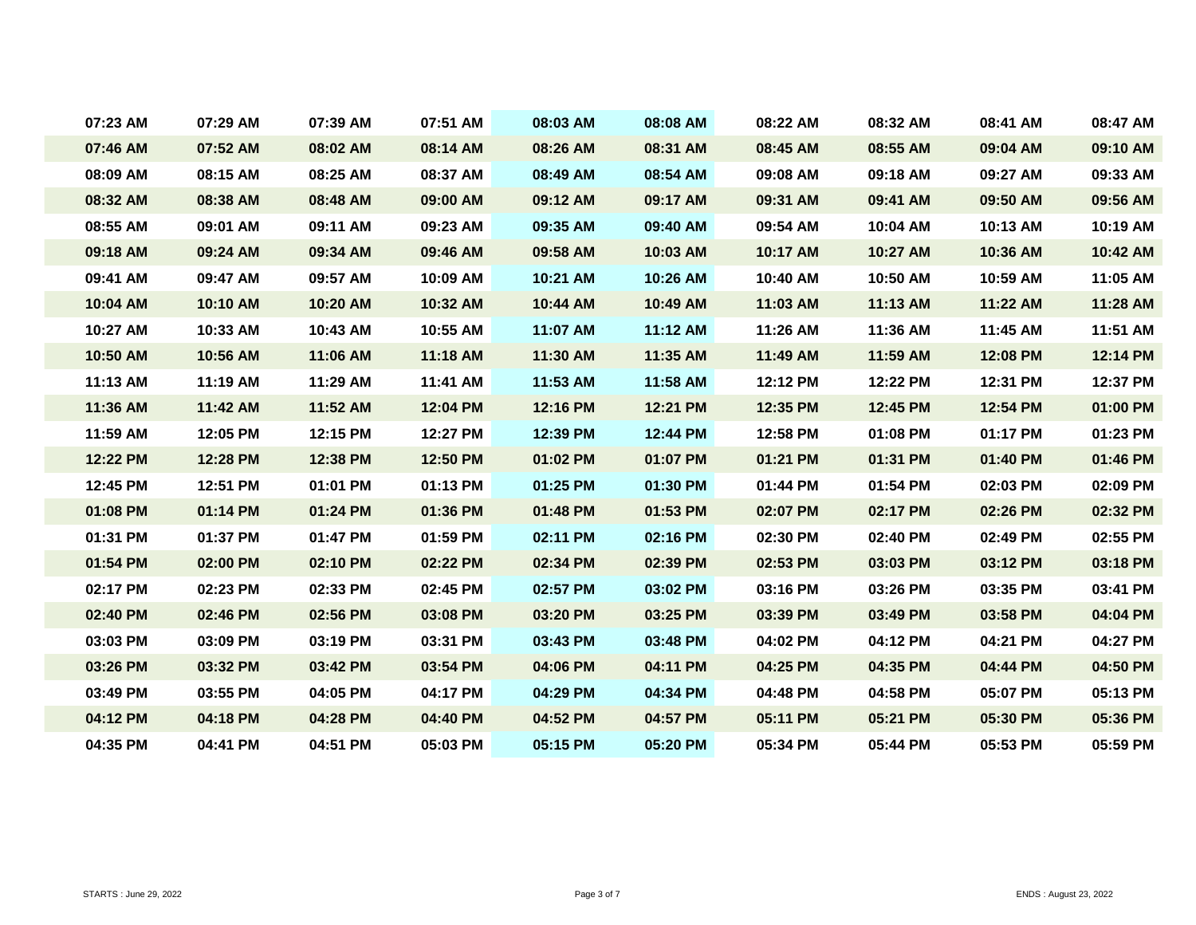| | | | | | | | | | |
|---|---|---|---|---|---|---|---|---|---|
| 07:23 AM | 07:29 AM | 07:39 AM | 07:51 AM | 08:03 AM | 08:08 AM | 08:22 AM | 08:32 AM | 08:41 AM | 08:47 AM |
| 07:46 AM | 07:52 AM | 08:02 AM | 08:14 AM | 08:26 AM | 08:31 AM | 08:45 AM | 08:55 AM | 09:04 AM | 09:10 AM |
| 08:09 AM | 08:15 AM | 08:25 AM | 08:37 AM | 08:49 AM | 08:54 AM | 09:08 AM | 09:18 AM | 09:27 AM | 09:33 AM |
| 08:32 AM | 08:38 AM | 08:48 AM | 09:00 AM | 09:12 AM | 09:17 AM | 09:31 AM | 09:41 AM | 09:50 AM | 09:56 AM |
| 08:55 AM | 09:01 AM | 09:11 AM | 09:23 AM | 09:35 AM | 09:40 AM | 09:54 AM | 10:04 AM | 10:13 AM | 10:19 AM |
| 09:18 AM | 09:24 AM | 09:34 AM | 09:46 AM | 09:58 AM | 10:03 AM | 10:17 AM | 10:27 AM | 10:36 AM | 10:42 AM |
| 09:41 AM | 09:47 AM | 09:57 AM | 10:09 AM | 10:21 AM | 10:26 AM | 10:40 AM | 10:50 AM | 10:59 AM | 11:05 AM |
| 10:04 AM | 10:10 AM | 10:20 AM | 10:32 AM | 10:44 AM | 10:49 AM | 11:03 AM | 11:13 AM | 11:22 AM | 11:28 AM |
| 10:27 AM | 10:33 AM | 10:43 AM | 10:55 AM | 11:07 AM | 11:12 AM | 11:26 AM | 11:36 AM | 11:45 AM | 11:51 AM |
| 10:50 AM | 10:56 AM | 11:06 AM | 11:18 AM | 11:30 AM | 11:35 AM | 11:49 AM | 11:59 AM | 12:08 PM | 12:14 PM |
| 11:13 AM | 11:19 AM | 11:29 AM | 11:41 AM | 11:53 AM | 11:58 AM | 12:12 PM | 12:22 PM | 12:31 PM | 12:37 PM |
| 11:36 AM | 11:42 AM | 11:52 AM | 12:04 PM | 12:16 PM | 12:21 PM | 12:35 PM | 12:45 PM | 12:54 PM | 01:00 PM |
| 11:59 AM | 12:05 PM | 12:15 PM | 12:27 PM | 12:39 PM | 12:44 PM | 12:58 PM | 01:08 PM | 01:17 PM | 01:23 PM |
| 12:22 PM | 12:28 PM | 12:38 PM | 12:50 PM | 01:02 PM | 01:07 PM | 01:21 PM | 01:31 PM | 01:40 PM | 01:46 PM |
| 12:45 PM | 12:51 PM | 01:01 PM | 01:13 PM | 01:25 PM | 01:30 PM | 01:44 PM | 01:54 PM | 02:03 PM | 02:09 PM |
| 01:08 PM | 01:14 PM | 01:24 PM | 01:36 PM | 01:48 PM | 01:53 PM | 02:07 PM | 02:17 PM | 02:26 PM | 02:32 PM |
| 01:31 PM | 01:37 PM | 01:47 PM | 01:59 PM | 02:11 PM | 02:16 PM | 02:30 PM | 02:40 PM | 02:49 PM | 02:55 PM |
| 01:54 PM | 02:00 PM | 02:10 PM | 02:22 PM | 02:34 PM | 02:39 PM | 02:53 PM | 03:03 PM | 03:12 PM | 03:18 PM |
| 02:17 PM | 02:23 PM | 02:33 PM | 02:45 PM | 02:57 PM | 03:02 PM | 03:16 PM | 03:26 PM | 03:35 PM | 03:41 PM |
| 02:40 PM | 02:46 PM | 02:56 PM | 03:08 PM | 03:20 PM | 03:25 PM | 03:39 PM | 03:49 PM | 03:58 PM | 04:04 PM |
| 03:03 PM | 03:09 PM | 03:19 PM | 03:31 PM | 03:43 PM | 03:48 PM | 04:02 PM | 04:12 PM | 04:21 PM | 04:27 PM |
| 03:26 PM | 03:32 PM | 03:42 PM | 03:54 PM | 04:06 PM | 04:11 PM | 04:25 PM | 04:35 PM | 04:44 PM | 04:50 PM |
| 03:49 PM | 03:55 PM | 04:05 PM | 04:17 PM | 04:29 PM | 04:34 PM | 04:48 PM | 04:58 PM | 05:07 PM | 05:13 PM |
| 04:12 PM | 04:18 PM | 04:28 PM | 04:40 PM | 04:52 PM | 04:57 PM | 05:11 PM | 05:21 PM | 05:30 PM | 05:36 PM |
| 04:35 PM | 04:41 PM | 04:51 PM | 05:03 PM | 05:15 PM | 05:20 PM | 05:34 PM | 05:44 PM | 05:53 PM | 05:59 PM |

STARTS : June 29, 2022

ENDS : August 23, 2022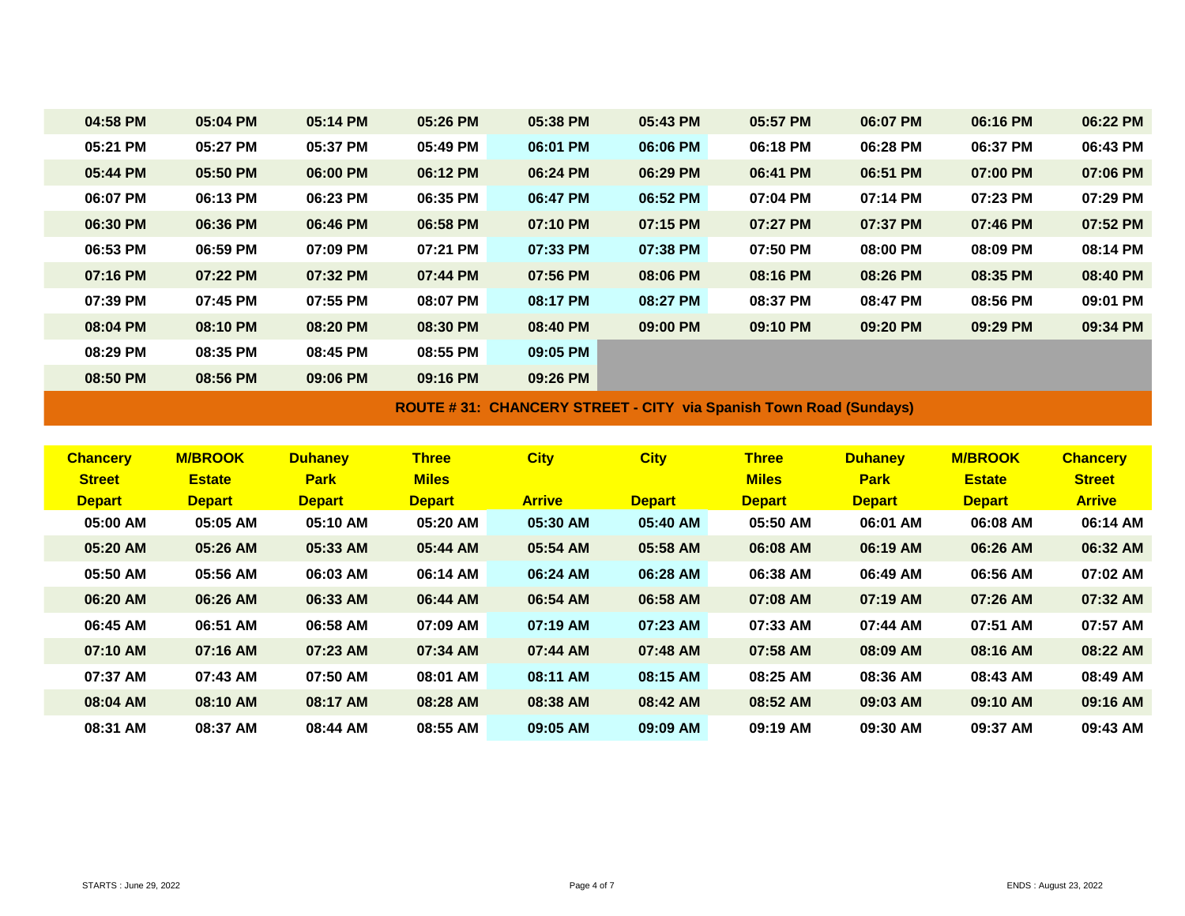| | | | | | | | | | |
|---|---|---|---|---|---|---|---|---|---|
| 04:58 PM | 05:04 PM | 05:14 PM | 05:26 PM | 05:38 PM | 05:43 PM | 05:57 PM | 06:07 PM | 06:16 PM | 06:22 PM |
| 05:21 PM | 05:27 PM | 05:37 PM | 05:49 PM | 06:01 PM | 06:06 PM | 06:18 PM | 06:28 PM | 06:37 PM | 06:43 PM |
| 05:44 PM | 05:50 PM | 06:00 PM | 06:12 PM | 06:24 PM | 06:29 PM | 06:41 PM | 06:51 PM | 07:00 PM | 07:06 PM |
| 06:07 PM | 06:13 PM | 06:23 PM | 06:35 PM | 06:47 PM | 06:52 PM | 07:04 PM | 07:14 PM | 07:23 PM | 07:29 PM |
| 06:30 PM | 06:36 PM | 06:46 PM | 06:58 PM | 07:10 PM | 07:15 PM | 07:27 PM | 07:37 PM | 07:46 PM | 07:52 PM |
| 06:53 PM | 06:59 PM | 07:09 PM | 07:21 PM | 07:33 PM | 07:38 PM | 07:50 PM | 08:00 PM | 08:09 PM | 08:14 PM |
| 07:16 PM | 07:22 PM | 07:32 PM | 07:44 PM | 07:56 PM | 08:06 PM | 08:16 PM | 08:26 PM | 08:35 PM | 08:40 PM |
| 07:39 PM | 07:45 PM | 07:55 PM | 08:07 PM | 08:17 PM | 08:27 PM | 08:37 PM | 08:47 PM | 08:56 PM | 09:01 PM |
| 08:04 PM | 08:10 PM | 08:20 PM | 08:30 PM | 08:40 PM | 09:00 PM | 09:10 PM | 09:20 PM | 09:29 PM | 09:34 PM |
| 08:29 PM | 08:35 PM | 08:45 PM | 08:55 PM | 09:05 PM | | | | | |
| 08:50 PM | 08:56 PM | 09:06 PM | 09:16 PM | 09:26 PM | | | | | |

## ROUTE # 31: CHANCERY STREET - CITY via Spanish Town Road (Sundays)

| Chancery Street Depart | M/BROOK Estate Depart | Duhaney Park Depart | Three Miles Depart | City Arrive | City Depart | Three Miles Depart | Duhaney Park Depart | M/BROOK Estate Depart | Chancery Street Arrive |
|---|---|---|---|---|---|---|---|---|---|
| 05:00 AM | 05:05 AM | 05:10 AM | 05:20 AM | 05:30 AM | 05:40 AM | 05:50 AM | 06:01 AM | 06:08 AM | 06:14 AM |
| 05:20 AM | 05:26 AM | 05:33 AM | 05:44 AM | 05:54 AM | 05:58 AM | 06:08 AM | 06:19 AM | 06:26 AM | 06:32 AM |
| 05:50 AM | 05:56 AM | 06:03 AM | 06:14 AM | 06:24 AM | 06:28 AM | 06:38 AM | 06:49 AM | 06:56 AM | 07:02 AM |
| 06:20 AM | 06:26 AM | 06:33 AM | 06:44 AM | 06:54 AM | 06:58 AM | 07:08 AM | 07:19 AM | 07:26 AM | 07:32 AM |
| 06:45 AM | 06:51 AM | 06:58 AM | 07:09 AM | 07:19 AM | 07:23 AM | 07:33 AM | 07:44 AM | 07:51 AM | 07:57 AM |
| 07:10 AM | 07:16 AM | 07:23 AM | 07:34 AM | 07:44 AM | 07:48 AM | 07:58 AM | 08:09 AM | 08:16 AM | 08:22 AM |
| 07:37 AM | 07:43 AM | 07:50 AM | 08:01 AM | 08:11 AM | 08:15 AM | 08:25 AM | 08:36 AM | 08:43 AM | 08:49 AM |
| 08:04 AM | 08:10 AM | 08:17 AM | 08:28 AM | 08:38 AM | 08:42 AM | 08:52 AM | 09:03 AM | 09:10 AM | 09:16 AM |
| 08:31 AM | 08:37 AM | 08:44 AM | 08:55 AM | 09:05 AM | 09:09 AM | 09:19 AM | 09:30 AM | 09:37 AM | 09:43 AM |

STARTS : June 29, 2022 — ENDS : August 23, 2022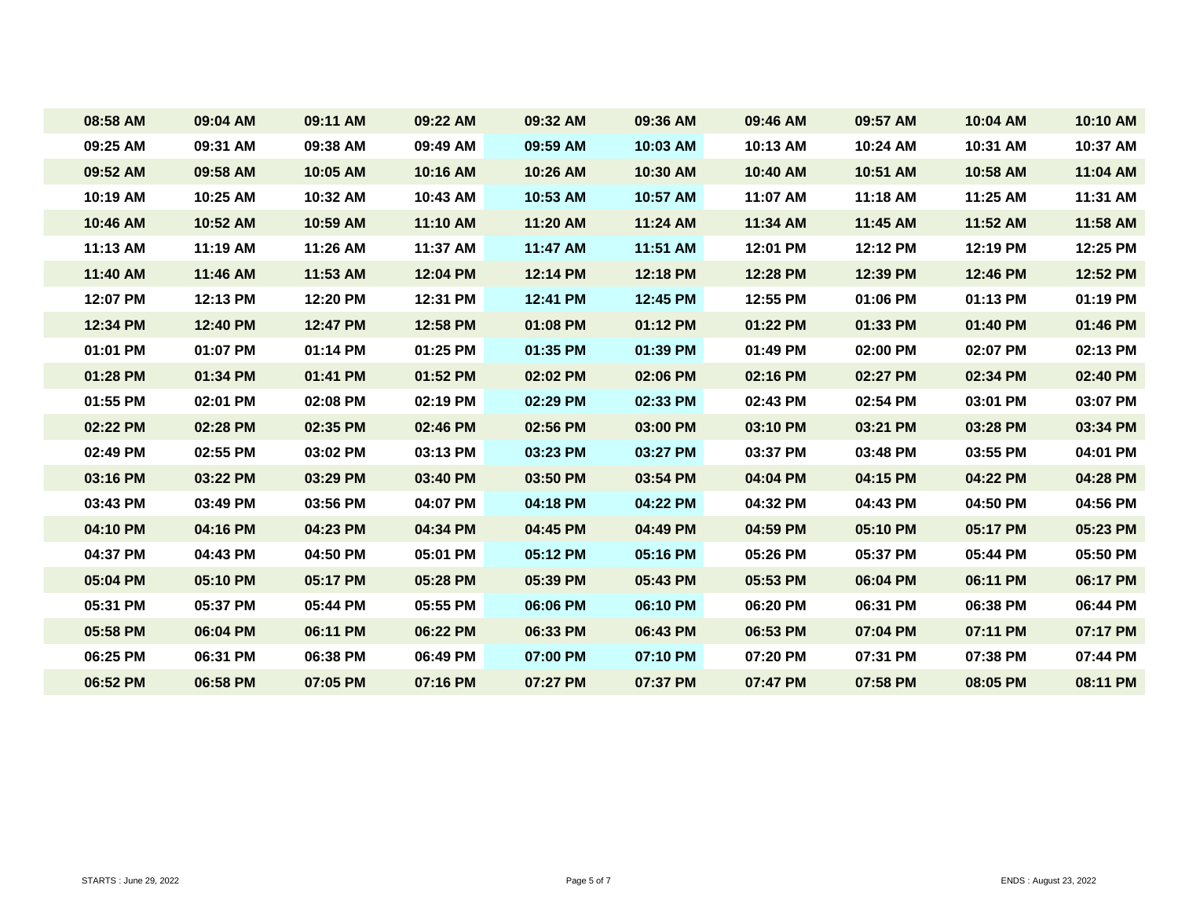| 08:58 AM | 09:04 AM | 09:11 AM | 09:22 AM | 09:32 AM | 09:36 AM | 09:46 AM | 09:57 AM | 10:04 AM | 10:10 AM |
|---|---|---|---|---|---|---|---|---|---|
| 09:25 AM | 09:31 AM | 09:38 AM | 09:49 AM | 09:59 AM | 10:03 AM | 10:13 AM | 10:24 AM | 10:31 AM | 10:37 AM |
| 09:52 AM | 09:58 AM | 10:05 AM | 10:16 AM | 10:26 AM | 10:30 AM | 10:40 AM | 10:51 AM | 10:58 AM | 11:04 AM |
| 10:19 AM | 10:25 AM | 10:32 AM | 10:43 AM | 10:53 AM | 10:57 AM | 11:07 AM | 11:18 AM | 11:25 AM | 11:31 AM |
| 10:46 AM | 10:52 AM | 10:59 AM | 11:10 AM | 11:20 AM | 11:24 AM | 11:34 AM | 11:45 AM | 11:52 AM | 11:58 AM |
| 11:13 AM | 11:19 AM | 11:26 AM | 11:37 AM | 11:47 AM | 11:51 AM | 12:01 PM | 12:12 PM | 12:19 PM | 12:25 PM |
| 11:40 AM | 11:46 AM | 11:53 AM | 12:04 PM | 12:14 PM | 12:18 PM | 12:28 PM | 12:39 PM | 12:46 PM | 12:52 PM |
| 12:07 PM | 12:13 PM | 12:20 PM | 12:31 PM | 12:41 PM | 12:45 PM | 12:55 PM | 01:06 PM | 01:13 PM | 01:19 PM |
| 12:34 PM | 12:40 PM | 12:47 PM | 12:58 PM | 01:08 PM | 01:12 PM | 01:22 PM | 01:33 PM | 01:40 PM | 01:46 PM |
| 01:01 PM | 01:07 PM | 01:14 PM | 01:25 PM | 01:35 PM | 01:39 PM | 01:49 PM | 02:00 PM | 02:07 PM | 02:13 PM |
| 01:28 PM | 01:34 PM | 01:41 PM | 01:52 PM | 02:02 PM | 02:06 PM | 02:16 PM | 02:27 PM | 02:34 PM | 02:40 PM |
| 01:55 PM | 02:01 PM | 02:08 PM | 02:19 PM | 02:29 PM | 02:33 PM | 02:43 PM | 02:54 PM | 03:01 PM | 03:07 PM |
| 02:22 PM | 02:28 PM | 02:35 PM | 02:46 PM | 02:56 PM | 03:00 PM | 03:10 PM | 03:21 PM | 03:28 PM | 03:34 PM |
| 02:49 PM | 02:55 PM | 03:02 PM | 03:13 PM | 03:23 PM | 03:27 PM | 03:37 PM | 03:48 PM | 03:55 PM | 04:01 PM |
| 03:16 PM | 03:22 PM | 03:29 PM | 03:40 PM | 03:50 PM | 03:54 PM | 04:04 PM | 04:15 PM | 04:22 PM | 04:28 PM |
| 03:43 PM | 03:49 PM | 03:56 PM | 04:07 PM | 04:18 PM | 04:22 PM | 04:32 PM | 04:43 PM | 04:50 PM | 04:56 PM |
| 04:10 PM | 04:16 PM | 04:23 PM | 04:34 PM | 04:45 PM | 04:49 PM | 04:59 PM | 05:10 PM | 05:17 PM | 05:23 PM |
| 04:37 PM | 04:43 PM | 04:50 PM | 05:01 PM | 05:12 PM | 05:16 PM | 05:26 PM | 05:37 PM | 05:44 PM | 05:50 PM |
| 05:04 PM | 05:10 PM | 05:17 PM | 05:28 PM | 05:39 PM | 05:43 PM | 05:53 PM | 06:04 PM | 06:11 PM | 06:17 PM |
| 05:31 PM | 05:37 PM | 05:44 PM | 05:55 PM | 06:06 PM | 06:10 PM | 06:20 PM | 06:31 PM | 06:38 PM | 06:44 PM |
| 05:58 PM | 06:04 PM | 06:11 PM | 06:22 PM | 06:33 PM | 06:43 PM | 06:53 PM | 07:04 PM | 07:11 PM | 07:17 PM |
| 06:25 PM | 06:31 PM | 06:38 PM | 06:49 PM | 07:00 PM | 07:10 PM | 07:20 PM | 07:31 PM | 07:38 PM | 07:44 PM |
| 06:52 PM | 06:58 PM | 07:05 PM | 07:16 PM | 07:27 PM | 07:37 PM | 07:47 PM | 07:58 PM | 08:05 PM | 08:11 PM |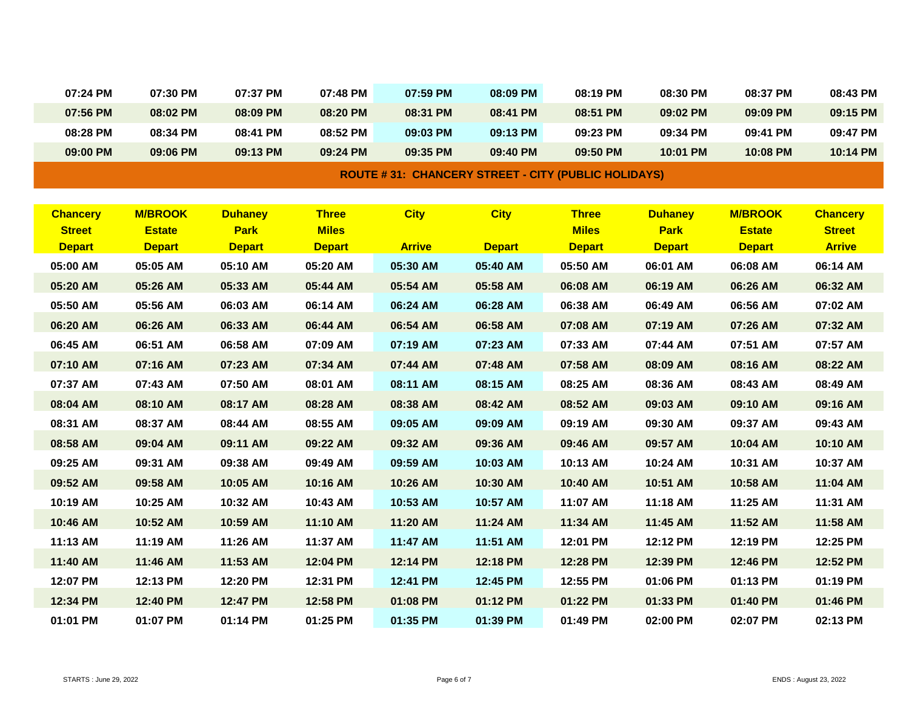| | | | | | | | | | |
|---|---|---|---|---|---|---|---|---|---|
| 07:24 PM | 07:30 PM | 07:37 PM | 07:48 PM | 07:59 PM | 08:09 PM | 08:19 PM | 08:30 PM | 08:37 PM | 08:43 PM |
| 07:56 PM | 08:02 PM | 08:09 PM | 08:20 PM | 08:31 PM | 08:41 PM | 08:51 PM | 09:02 PM | 09:09 PM | 09:15 PM |
| 08:28 PM | 08:34 PM | 08:41 PM | 08:52 PM | 09:03 PM | 09:13 PM | 09:23 PM | 09:34 PM | 09:41 PM | 09:47 PM |
| 09:00 PM | 09:06 PM | 09:13 PM | 09:24 PM | 09:35 PM | 09:40 PM | 09:50 PM | 10:01 PM | 10:08 PM | 10:14 PM |

## ROUTE # 31: CHANCERY STREET - CITY (PUBLIC HOLIDAYS)

| Chancery Street Depart | M/BROOK Estate Depart | Duhaney Park Depart | Three Miles Depart | City Arrive | City Depart | Three Miles Depart | Duhaney Park Depart | M/BROOK Estate Depart | Chancery Street Arrive |
|---|---|---|---|---|---|---|---|---|---|
| 05:00 AM | 05:05 AM | 05:10 AM | 05:20 AM | 05:30 AM | 05:40 AM | 05:50 AM | 06:01 AM | 06:08 AM | 06:14 AM |
| 05:20 AM | 05:26 AM | 05:33 AM | 05:44 AM | 05:54 AM | 05:58 AM | 06:08 AM | 06:19 AM | 06:26 AM | 06:32 AM |
| 05:50 AM | 05:56 AM | 06:03 AM | 06:14 AM | 06:24 AM | 06:28 AM | 06:38 AM | 06:49 AM | 06:56 AM | 07:02 AM |
| 06:20 AM | 06:26 AM | 06:33 AM | 06:44 AM | 06:54 AM | 06:58 AM | 07:08 AM | 07:19 AM | 07:26 AM | 07:32 AM |
| 06:45 AM | 06:51 AM | 06:58 AM | 07:09 AM | 07:19 AM | 07:23 AM | 07:33 AM | 07:44 AM | 07:51 AM | 07:57 AM |
| 07:10 AM | 07:16 AM | 07:23 AM | 07:34 AM | 07:44 AM | 07:48 AM | 07:58 AM | 08:09 AM | 08:16 AM | 08:22 AM |
| 07:37 AM | 07:43 AM | 07:50 AM | 08:01 AM | 08:11 AM | 08:15 AM | 08:25 AM | 08:36 AM | 08:43 AM | 08:49 AM |
| 08:04 AM | 08:10 AM | 08:17 AM | 08:28 AM | 08:38 AM | 08:42 AM | 08:52 AM | 09:03 AM | 09:10 AM | 09:16 AM |
| 08:31 AM | 08:37 AM | 08:44 AM | 08:55 AM | 09:05 AM | 09:09 AM | 09:19 AM | 09:30 AM | 09:37 AM | 09:43 AM |
| 08:58 AM | 09:04 AM | 09:11 AM | 09:22 AM | 09:32 AM | 09:36 AM | 09:46 AM | 09:57 AM | 10:04 AM | 10:10 AM |
| 09:25 AM | 09:31 AM | 09:38 AM | 09:49 AM | 09:59 AM | 10:03 AM | 10:13 AM | 10:24 AM | 10:31 AM | 10:37 AM |
| 09:52 AM | 09:58 AM | 10:05 AM | 10:16 AM | 10:26 AM | 10:30 AM | 10:40 AM | 10:51 AM | 10:58 AM | 11:04 AM |
| 10:19 AM | 10:25 AM | 10:32 AM | 10:43 AM | 10:53 AM | 10:57 AM | 11:07 AM | 11:18 AM | 11:25 AM | 11:31 AM |
| 10:46 AM | 10:52 AM | 10:59 AM | 11:10 AM | 11:20 AM | 11:24 AM | 11:34 AM | 11:45 AM | 11:52 AM | 11:58 AM |
| 11:13 AM | 11:19 AM | 11:26 AM | 11:37 AM | 11:47 AM | 11:51 AM | 12:01 PM | 12:12 PM | 12:19 PM | 12:25 PM |
| 11:40 AM | 11:46 AM | 11:53 AM | 12:04 PM | 12:14 PM | 12:18 PM | 12:28 PM | 12:39 PM | 12:46 PM | 12:52 PM |
| 12:07 PM | 12:13 PM | 12:20 PM | 12:31 PM | 12:41 PM | 12:45 PM | 12:55 PM | 01:06 PM | 01:13 PM | 01:19 PM |
| 12:34 PM | 12:40 PM | 12:47 PM | 12:58 PM | 01:08 PM | 01:12 PM | 01:22 PM | 01:33 PM | 01:40 PM | 01:46 PM |
| 01:01 PM | 01:07 PM | 01:14 PM | 01:25 PM | 01:35 PM | 01:39 PM | 01:49 PM | 02:00 PM | 02:07 PM | 02:13 PM |

STARTS : June 29, 2022

ENDS : August 23, 2022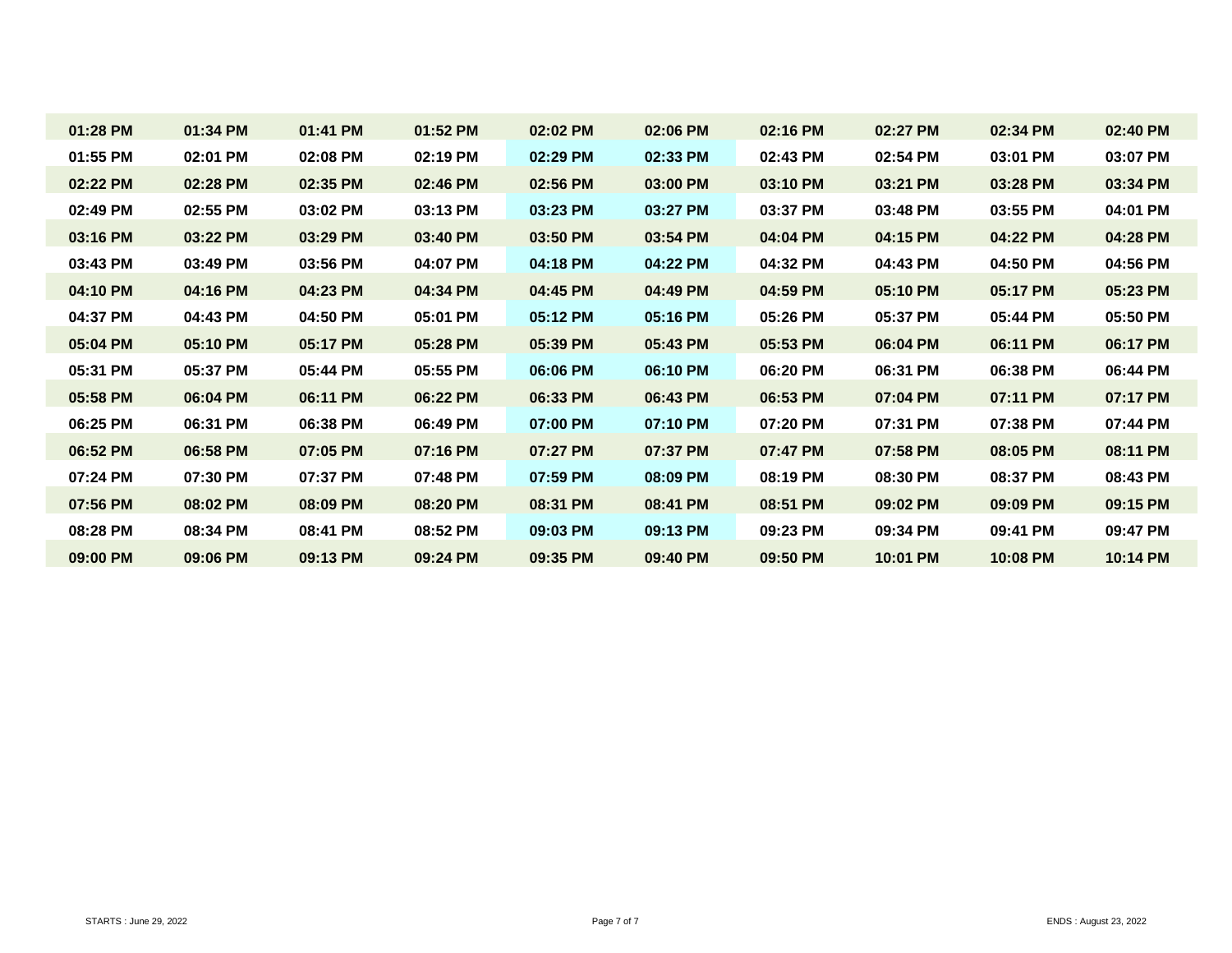| | | | | | | | | | |
|---|---|---|---|---|---|---|---|---|---|
| 01:28 PM | 01:34 PM | 01:41 PM | 01:52 PM | 02:02 PM | 02:06 PM | 02:16 PM | 02:27 PM | 02:34 PM | 02:40 PM |
| 01:55 PM | 02:01 PM | 02:08 PM | 02:19 PM | 02:29 PM | 02:33 PM | 02:43 PM | 02:54 PM | 03:01 PM | 03:07 PM |
| 02:22 PM | 02:28 PM | 02:35 PM | 02:46 PM | 02:56 PM | 03:00 PM | 03:10 PM | 03:21 PM | 03:28 PM | 03:34 PM |
| 02:49 PM | 02:55 PM | 03:02 PM | 03:13 PM | 03:23 PM | 03:27 PM | 03:37 PM | 03:48 PM | 03:55 PM | 04:01 PM |
| 03:16 PM | 03:22 PM | 03:29 PM | 03:40 PM | 03:50 PM | 03:54 PM | 04:04 PM | 04:15 PM | 04:22 PM | 04:28 PM |
| 03:43 PM | 03:49 PM | 03:56 PM | 04:07 PM | 04:18 PM | 04:22 PM | 04:32 PM | 04:43 PM | 04:50 PM | 04:56 PM |
| 04:10 PM | 04:16 PM | 04:23 PM | 04:34 PM | 04:45 PM | 04:49 PM | 04:59 PM | 05:10 PM | 05:17 PM | 05:23 PM |
| 04:37 PM | 04:43 PM | 04:50 PM | 05:01 PM | 05:12 PM | 05:16 PM | 05:26 PM | 05:37 PM | 05:44 PM | 05:50 PM |
| 05:04 PM | 05:10 PM | 05:17 PM | 05:28 PM | 05:39 PM | 05:43 PM | 05:53 PM | 06:04 PM | 06:11 PM | 06:17 PM |
| 05:31 PM | 05:37 PM | 05:44 PM | 05:55 PM | 06:06 PM | 06:10 PM | 06:20 PM | 06:31 PM | 06:38 PM | 06:44 PM |
| 05:58 PM | 06:04 PM | 06:11 PM | 06:22 PM | 06:33 PM | 06:43 PM | 06:53 PM | 07:04 PM | 07:11 PM | 07:17 PM |
| 06:25 PM | 06:31 PM | 06:38 PM | 06:49 PM | 07:00 PM | 07:10 PM | 07:20 PM | 07:31 PM | 07:38 PM | 07:44 PM |
| 06:52 PM | 06:58 PM | 07:05 PM | 07:16 PM | 07:27 PM | 07:37 PM | 07:47 PM | 07:58 PM | 08:05 PM | 08:11 PM |
| 07:24 PM | 07:30 PM | 07:37 PM | 07:48 PM | 07:59 PM | 08:09 PM | 08:19 PM | 08:30 PM | 08:37 PM | 08:43 PM |
| 07:56 PM | 08:02 PM | 08:09 PM | 08:20 PM | 08:31 PM | 08:41 PM | 08:51 PM | 09:02 PM | 09:09 PM | 09:15 PM |
| 08:28 PM | 08:34 PM | 08:41 PM | 08:52 PM | 09:03 PM | 09:13 PM | 09:23 PM | 09:34 PM | 09:41 PM | 09:47 PM |
| 09:00 PM | 09:06 PM | 09:13 PM | 09:24 PM | 09:35 PM | 09:40 PM | 09:50 PM | 10:01 PM | 10:08 PM | 10:14 PM |

STARTS : June 29, 2022

ENDS : August 23, 2022